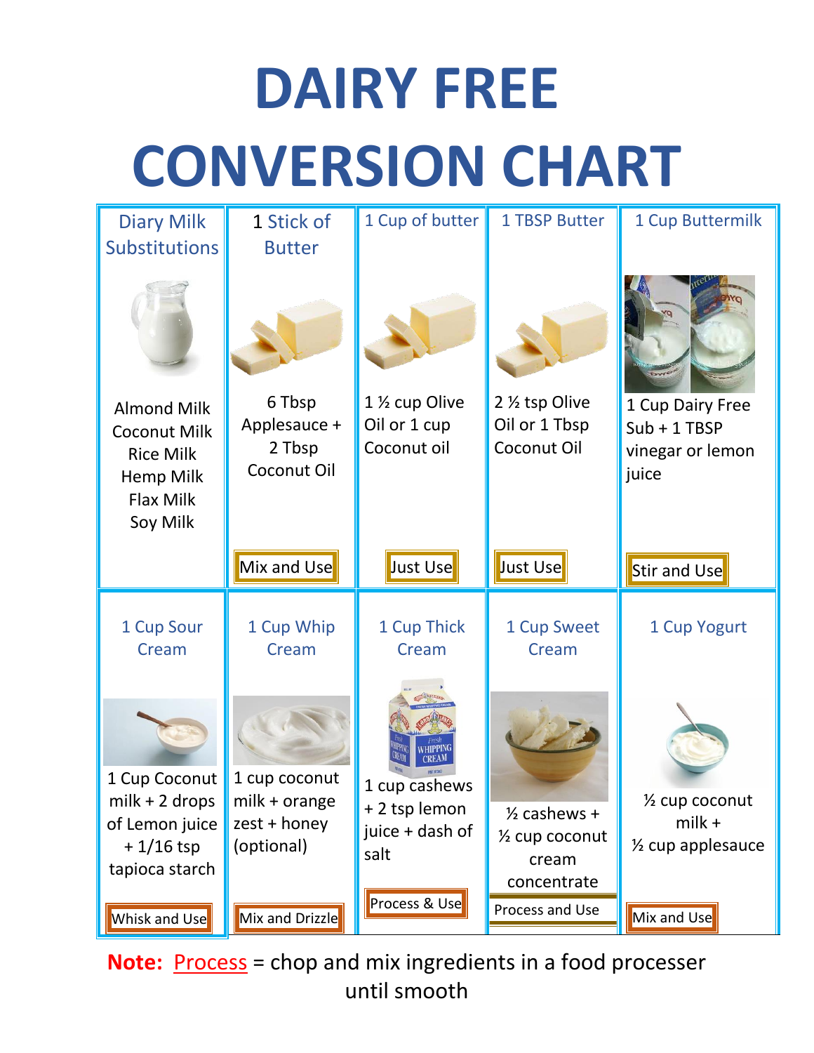# DAIRY FREE CONVERSION CHART

| Diary Milk Substitutions | 1 Stick of Butter | 1 Cup of butter | 1 TBSP Butter | 1 Cup Buttermilk |
|---|---|---|---|---|
| Almond Milk<br>Coconut Milk<br>Rice Milk<br>Hemp Milk<br>Flax Milk<br>Soy Milk | 6 Tbsp Applesauce + 2 Tbsp Coconut Oil | 1 ½ cup Olive Oil or 1 cup Coconut oil | 2 ½ tsp Olive Oil or 1 Tbsp Coconut Oil | 1 Cup Dairy Free Sub + 1 TBSP vinegar or lemon juice |
| | Mix and Use | Just Use | Just Use | Stir and Use |

| 1 Cup Sour Cream | 1 Cup Whip Cream | 1 Cup Thick Cream | 1 Cup Sweet Cream | 1 Cup Yogurt |
|---|---|---|---|---|
| 1 Cup Coconut milk + 2 drops of Lemon juice + 1/16 tsp tapioca starch | 1 cup coconut milk + orange zest + honey (optional) | 1 cup cashews + 2 tsp lemon juice + dash of salt | ½ cashews + ½ cup coconut cream concentrate | ½ cup coconut milk + ½ cup applesauce |
| Whisk and Use | Mix and Drizzle | Process & Use | Process and Use | Mix and Use |

**Note:** Process = chop and mix ingredients in a food processer until smooth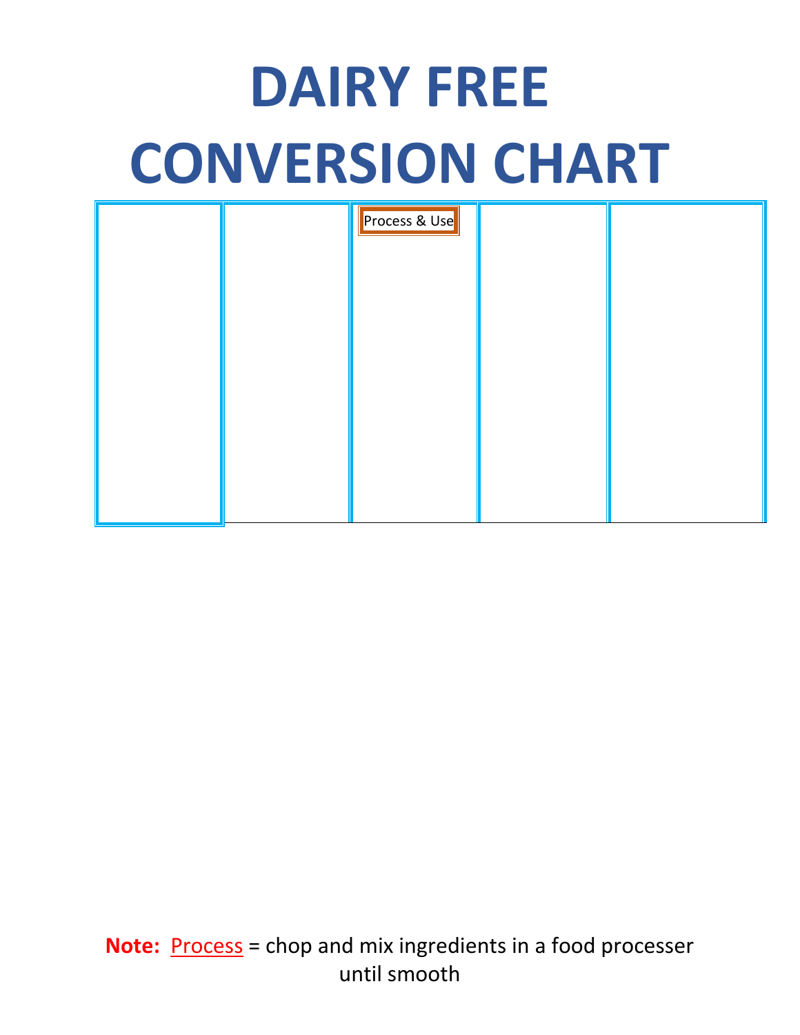# DAIRY FREE CONVERSION CHART

| | | Process & Use | | |
|---|---|---|---|---|
| | | | | |

**Note:** Process = chop and mix ingredients in a food processer until smooth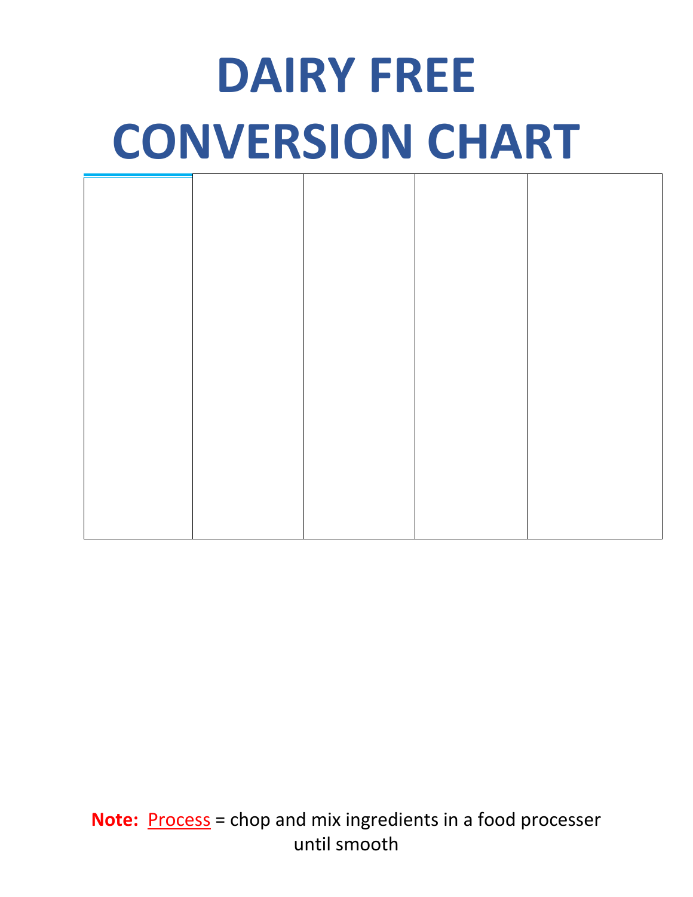# DAIRY FREE CONVERSION CHART

| | | | | |
|---|---|---|---|---|
| | | | | |

**Note:** Process = chop and mix ingredients in a food processer until smooth